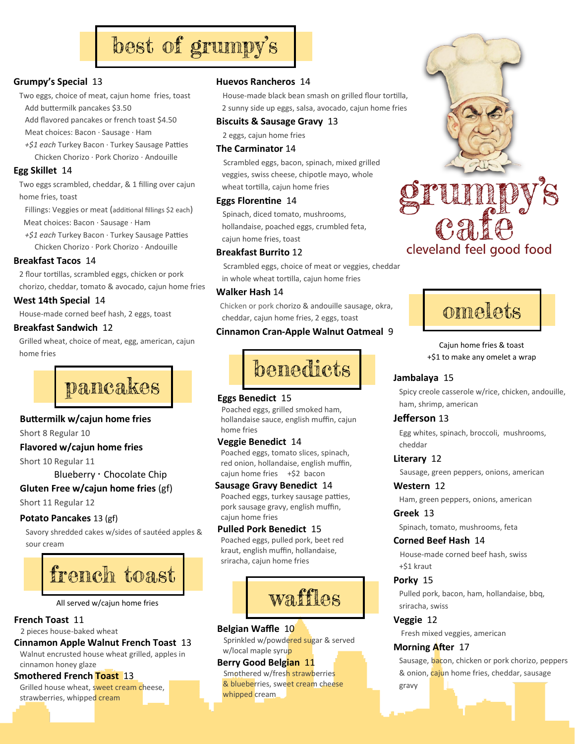# best of grumpy's

**Grumpy's Special** 13

Two eggs, choice of meat, cajun home fries, toast

Add buttermilk pancakes $3.50

Add flavored pancakes or french toast $4.50

Meat choices: Bacon · Sausage · Ham

*+$1 each* Turkey Bacon · Turkey Sausage Patties

Chicken Chorizo · Pork Chorizo · Andouille

**Egg Skillet** 14

Two eggs scrambled, cheddar, & 1 filling over cajun home fries, toast

Fillings: Veggies or meat (additional fillings $2 each)

Meat choices: Bacon · Sausage · Ham

*+$1 each* Turkey Bacon · Turkey Sausage Patties

Chicken Chorizo · Pork Chorizo · Andouille

**Breakfast Tacos** 14

2 flour tortillas, scrambled eggs, chicken or pork chorizo, cheddar, tomato & avocado, cajun home fries

**West 14th Special** 14

House-made corned beef hash, 2 eggs, toast

**Breakfast Sandwich** 12

Grilled wheat, choice of meat, egg, american, cajun home fries

**Huevos Rancheros** 14

House-made black bean smash on grilled flour tortilla, 2 sunny side up eggs, salsa, avocado, cajun home fries

**Biscuits & Sausage Gravy** 13

2 eggs, cajun home fries

**The Carminator** 14

Scrambled eggs, bacon, spinach, mixed grilled veggies, swiss cheese, chipotle mayo, whole wheat tortilla, cajun home fries

**Eggs Florentine** 14

Spinach, diced tomato, mushrooms, hollandaise, poached eggs, crumbled feta, cajun home fries, toast

**Breakfast Burrito** 12

Scrambled eggs, choice of meat or veggies, cheddar in whole wheat tortilla, cajun home fries

**Walker Hash** 14

Chicken or pork chorizo & andouille sausage, okra, cheddar, cajun home fries, 2 eggs, toast

**Cinnamon Cran-Apple Walnut Oatmeal** 9

grumpy's cafe

cleveland feel good food

# pancakes

**Buttermilk w/cajun home fries**

Short 8 Regular 10

**Flavored w/cajun home fries**

Short 10 Regular 11

Blueberry · Chocolate Chip

**Gluten Free w/cajun home fries** (gf)

Short 11 Regular 12

**Potato Pancakes** 13 (gf)

Savory shredded cakes w/sides of sautéed apples & sour cream

# french toast

All served w/cajun home fries

**French Toast** 11

2 pieces house-baked wheat

**Cinnamon Apple Walnut French Toast** 13

Walnut encrusted house wheat grilled, apples in cinnamon honey glaze

**Smothered French Toast** 13

Grilled house wheat, sweet cream cheese, strawberries, whipped cream

# benedicts

**Eggs Benedict** 15

Poached eggs, grilled smoked ham, hollandaise sauce, english muffin, cajun home fries

**Veggie Benedict** 14

Poached eggs, tomato slices, spinach, red onion, hollandaise, english muffin, cajun home fries +$2 bacon

**Sausage Gravy Benedict** 14

Poached eggs, turkey sausage patties, pork sausage gravy, english muffin, cajun home fries

**Pulled Pork Benedict** 15

Poached eggs, pulled pork, beet red kraut, english muffin, hollandaise, sriracha, cajun home fries

# waffles

**Belgian Waffle** 10

Sprinkled w/powdered sugar & served w/local maple syrup

**Berry Good Belgian** 11

Smothered w/fresh strawberries & blueberries, sweet cream cheese whipped cream

# omelets

Cajun home fries & toast

+$1 to make any omelet a wrap

**Jambalaya** 15

Spicy creole casserole w/rice, chicken, andouille, ham, shrimp, american

**Jefferson** 13

Egg whites, spinach, broccoli, mushrooms, cheddar

**Literary** 12

Sausage, green peppers, onions, american

**Western** 12

Ham, green peppers, onions, american

**Greek** 13

Spinach, tomato, mushrooms, feta

**Corned Beef Hash** 14

House-made corned beef hash, swiss +$1 kraut

**Porky** 15

Pulled pork, bacon, ham, hollandaise, bbq, sriracha, swiss

**Veggie** 12

Fresh mixed veggies, american

**Morning After** 17

Sausage, bacon, chicken or pork chorizo, peppers & onion, cajun home fries, cheddar, sausage gravy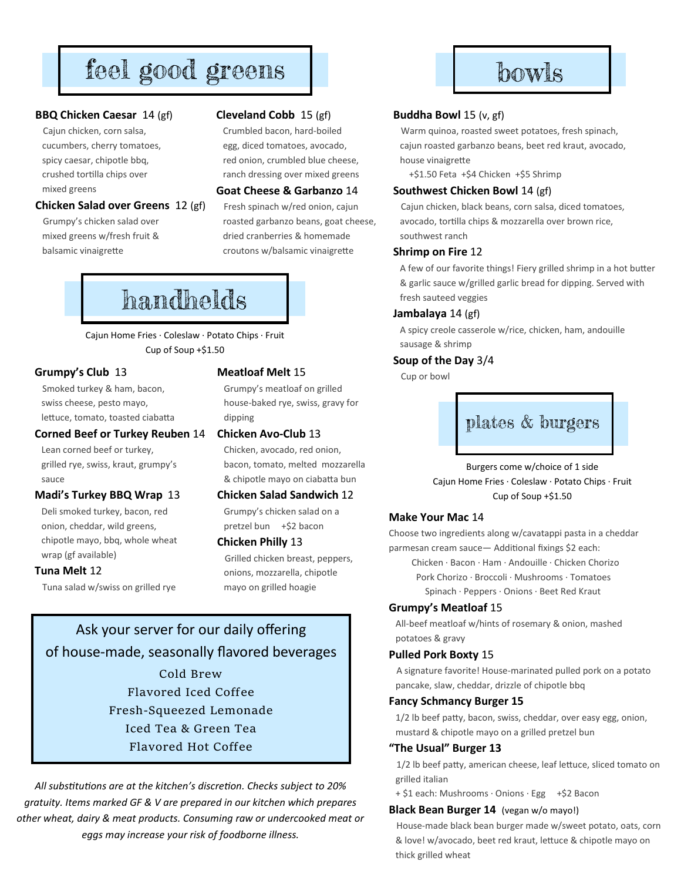## feel good greens

**BBQ Chicken Caesar** 14 (gf)
Cajun chicken, corn salsa, cucumbers, cherry tomatoes, spicy caesar, chipotle bbq, crushed tortilla chips over mixed greens

**Chicken Salad over Greens** 12 (gf)
Grumpy's chicken salad over mixed greens w/fresh fruit & balsamic vinaigrette

**Cleveland Cobb** 15 (gf)
Crumbled bacon, hard-boiled egg, diced tomatoes, avocado, red onion, crumbled blue cheese, ranch dressing over mixed greens

**Goat Cheese & Garbanzo** 14
Fresh spinach w/red onion, cajun roasted garbanzo beans, goat cheese, dried cranberries & homemade croutons w/balsamic vinaigrette

## handhelds

Cajun Home Fries · Coleslaw · Potato Chips · Fruit
Cup of Soup +$1.50

**Grumpy's Club** 13
Smoked turkey & ham, bacon, swiss cheese, pesto mayo, lettuce, tomato, toasted ciabatta

**Corned Beef or Turkey Reuben** 14
Lean corned beef or turkey, grilled rye, swiss, kraut, grumpy's sauce

**Madi's Turkey BBQ Wrap** 13
Deli smoked turkey, bacon, red onion, cheddar, wild greens, chipotle mayo, bbq, whole wheat wrap (gf available)

**Tuna Melt** 12
Tuna salad w/swiss on grilled rye

**Meatloaf Melt** 15
Grumpy's meatloaf on grilled house-baked rye, swiss, gravy for dipping

**Chicken Avo-Club** 13
Chicken, avocado, red onion, bacon, tomato, melted mozzarella & chipotle mayo on ciabatta bun

**Chicken Salad Sandwich** 12
Grumpy's chicken salad on a pretzel bun +$2 bacon

**Chicken Philly** 13
Grilled chicken breast, peppers, onions, mozzarella, chipotle mayo on grilled hoagie

Ask your server for our daily offering of house-made, seasonally flavored beverages

Cold Brew
Flavored Iced Coffee
Fresh-Squeezed Lemonade
Iced Tea & Green Tea
Flavored Hot Coffee

*All substitutions are at the kitchen's discretion. Checks subject to 20% gratuity. Items marked GF & V are prepared in our kitchen which prepares other wheat, dairy & meat products. Consuming raw or undercooked meat or eggs may increase your risk of foodborne illness.*

## bowls

**Buddha Bowl** 15 (v, gf)
Warm quinoa, roasted sweet potatoes, fresh spinach, cajun roasted garbanzo beans, beet red kraut, avocado, house vinaigrette
+$1.50 Feta +$4 Chicken +$5 Shrimp

**Southwest Chicken Bowl** 14 (gf)
Cajun chicken, black beans, corn salsa, diced tomatoes, avocado, tortilla chips & mozzarella over brown rice, southwest ranch

**Shrimp on Fire** 12
A few of our favorite things! Fiery grilled shrimp in a hot butter & garlic sauce w/grilled garlic bread for dipping. Served with fresh sauteed veggies

**Jambalaya** 14 (gf)
A spicy creole casserole w/rice, chicken, ham, andouille sausage & shrimp

**Soup of the Day** 3/4
Cup or bowl

## plates & burgers

Burgers come w/choice of 1 side
Cajun Home Fries · Coleslaw · Potato Chips · Fruit
Cup of Soup +$1.50

**Make Your Mac** 14
Choose two ingredients along w/cavatappi pasta in a cheddar parmesan cream sauce— Additional fixings $2 each:
Chicken · Bacon · Ham · Andouille · Chicken Chorizo
Pork Chorizo · Broccoli · Mushrooms · Tomatoes
Spinach · Peppers · Onions · Beet Red Kraut

**Grumpy's Meatloaf** 15
All-beef meatloaf w/hints of rosemary & onion, mashed potatoes & gravy

**Pulled Pork Boxty** 15
A signature favorite! House-marinated pulled pork on a potato pancake, slaw, cheddar, drizzle of chipotle bbq

**Fancy Schmancy Burger 15**
1/2 lb beef patty, bacon, swiss, cheddar, over easy egg, onion, mustard & chipotle mayo on a grilled pretzel bun

**"The Usual" Burger 13**
1/2 lb beef patty, american cheese, leaf lettuce, sliced tomato on grilled italian
+ $1 each: Mushrooms · Onions · Egg +$2 Bacon

**Black Bean Burger 14** (vegan w/o mayo!)
House-made black bean burger made w/sweet potato, oats, corn & love! w/avocado, beet red kraut, lettuce & chipotle mayo on thick grilled wheat